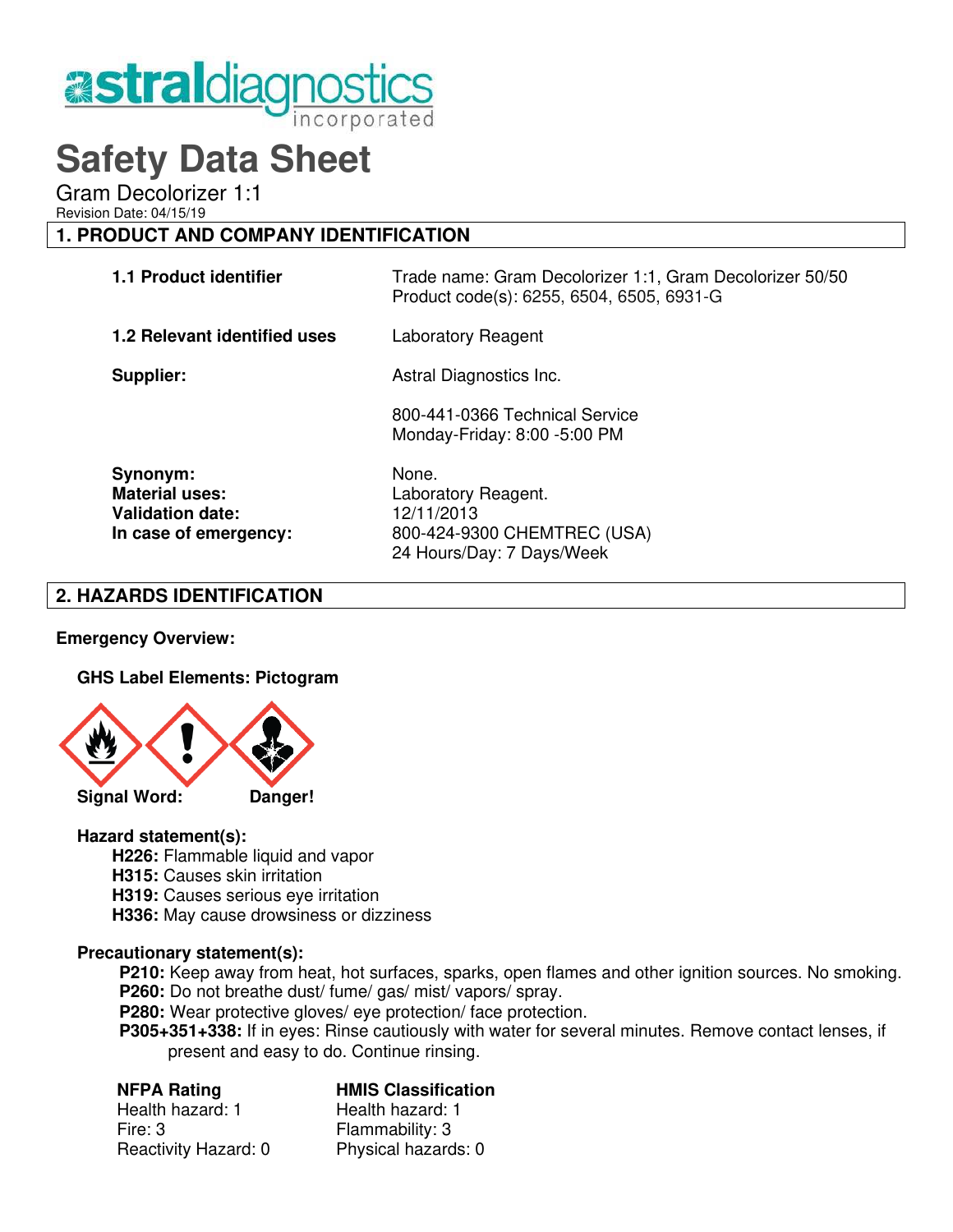astraldiagnostics incorporated

# Safety Data Sheet

Gram Decolorizer 1:1

Revision Date: 04/15/19

## 1. PRODUCT AND COMPANY IDENTIFICATION

**1.1 Product identifier** Trade name: Gram Decolorizer 1:1, Gram Decolorizer 50/50
Product code(s): 6255, 6504, 6505, 6931-G

**1.2 Relevant identified uses** Laboratory Reagent

**Supplier:** Astral Diagnostics Inc.

800-441-0366 Technical Service
Monday-Friday: 8:00 -5:00 PM

**Synonym:** None.
**Material uses:** Laboratory Reagent.
**Validation date:** 12/11/2013
**In case of emergency:** 800-424-9300 CHEMTREC (USA)
24 Hours/Day: 7 Days/Week

## 2. HAZARDS IDENTIFICATION

**Emergency Overview:**

**GHS Label Elements: Pictogram**

**Signal Word:** **Danger!**

**Hazard statement(s):**

**H226:** Flammable liquid and vapor
**H315:** Causes skin irritation
**H319:** Causes serious eye irritation
**H336:** May cause drowsiness or dizziness

**Precautionary statement(s):**

**P210:** Keep away from heat, hot surfaces, sparks, open flames and other ignition sources. No smoking.
**P260:** Do not breathe dust/ fume/ gas/ mist/ vapors/ spray.
**P280:** Wear protective gloves/ eye protection/ face protection.
**P305+351+338:** If in eyes: Rinse cautiously with water for several minutes. Remove contact lenses, if present and easy to do. Continue rinsing.

| NFPA Rating | HMIS Classification |
|---|---|
| Health hazard: 1 | Health hazard: 1 |
| Fire: 3 | Flammability: 3 |
| Reactivity Hazard: 0 | Physical hazards: 0 |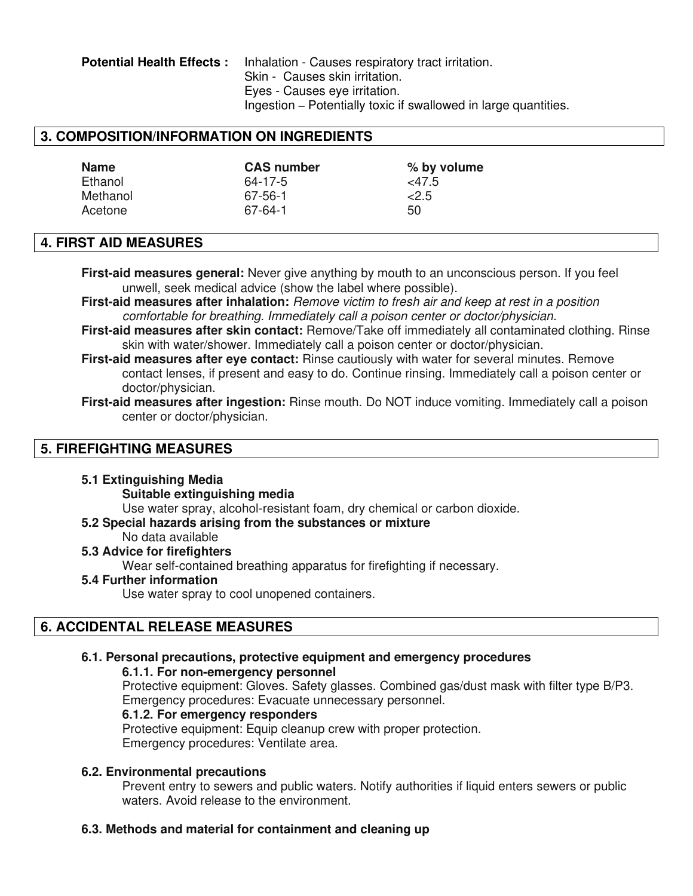**Potential Health Effects :** Inhalation - Causes respiratory tract irritation.
Skin - Causes skin irritation.
Eyes - Causes eye irritation.
Ingestion – Potentially toxic if swallowed in large quantities.

## 3. COMPOSITION/INFORMATION ON INGREDIENTS

| Name | CAS number | % by volume |
|---|---|---|
| Ethanol | 64-17-5 | <47.5 |
| Methanol | 67-56-1 | <2.5 |
| Acetone | 67-64-1 | 50 |

## 4. FIRST AID MEASURES

**First-aid measures general:** Never give anything by mouth to an unconscious person. If you feel unwell, seek medical advice (show the label where possible).

**First-aid measures after inhalation:** *Remove victim to fresh air and keep at rest in a position comfortable for breathing. Immediately call a poison center or doctor/physician.*

**First-aid measures after skin contact:** Remove/Take off immediately all contaminated clothing. Rinse skin with water/shower. Immediately call a poison center or doctor/physician.

**First-aid measures after eye contact:** Rinse cautiously with water for several minutes. Remove contact lenses, if present and easy to do. Continue rinsing. Immediately call a poison center or doctor/physician.

**First-aid measures after ingestion:** Rinse mouth. Do NOT induce vomiting. Immediately call a poison center or doctor/physician.

## 5. FIREFIGHTING MEASURES

**5.1 Extinguishing Media**

**Suitable extinguishing media**

Use water spray, alcohol-resistant foam, dry chemical or carbon dioxide.

**5.2 Special hazards arising from the substances or mixture**

No data available

**5.3 Advice for firefighters**

Wear self-contained breathing apparatus for firefighting if necessary.

**5.4 Further information**

Use water spray to cool unopened containers.

## 6. ACCIDENTAL RELEASE MEASURES

**6.1. Personal precautions, protective equipment and emergency procedures**

**6.1.1. For non-emergency personnel**

Protective equipment: Gloves. Safety glasses. Combined gas/dust mask with filter type B/P3.
Emergency procedures: Evacuate unnecessary personnel.

**6.1.2. For emergency responders**

Protective equipment: Equip cleanup crew with proper protection.
Emergency procedures: Ventilate area.

**6.2. Environmental precautions**

Prevent entry to sewers and public waters. Notify authorities if liquid enters sewers or public waters. Avoid release to the environment.

**6.3. Methods and material for containment and cleaning up**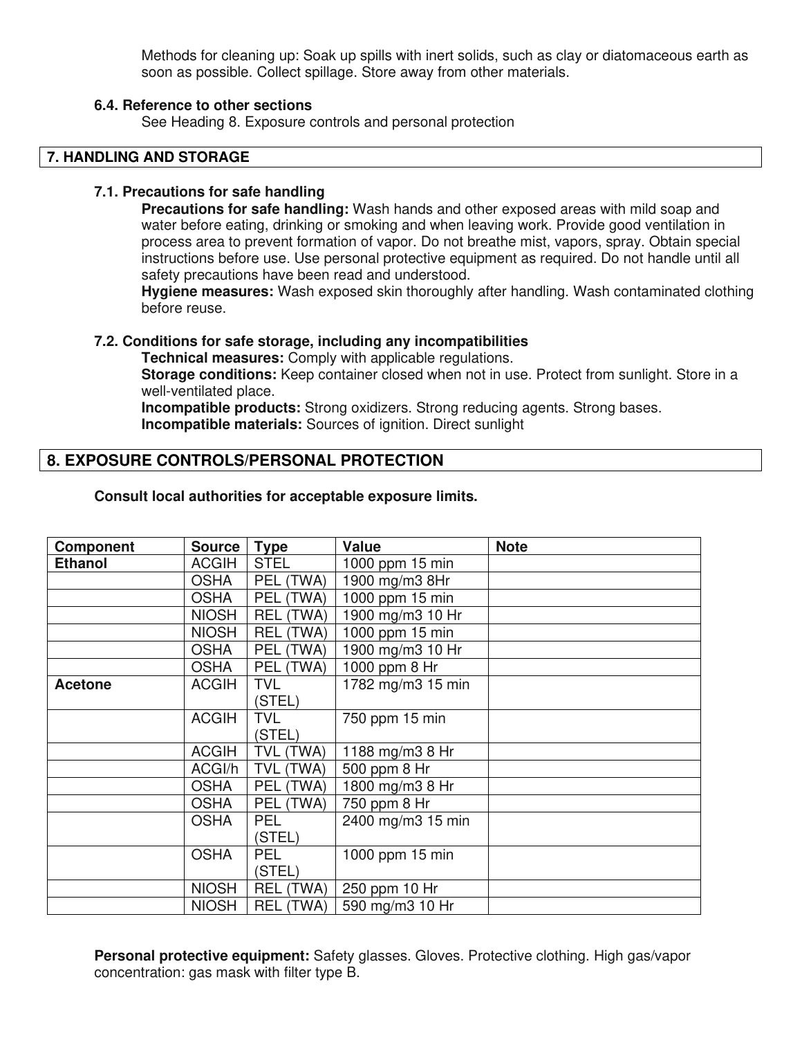Methods for cleaning up: Soak up spills with inert solids, such as clay or diatomaceous earth as soon as possible. Collect spillage. Store away from other materials.

### 6.4. Reference to other sections

See Heading 8. Exposure controls and personal protection

## 7. HANDLING AND STORAGE

### 7.1. Precautions for safe handling

**Precautions for safe handling:** Wash hands and other exposed areas with mild soap and water before eating, drinking or smoking and when leaving work. Provide good ventilation in process area to prevent formation of vapor. Do not breathe mist, vapors, spray. Obtain special instructions before use. Use personal protective equipment as required. Do not handle until all safety precautions have been read and understood.

**Hygiene measures:** Wash exposed skin thoroughly after handling. Wash contaminated clothing before reuse.

### 7.2. Conditions for safe storage, including any incompatibilities

**Technical measures:** Comply with applicable regulations.

**Storage conditions:** Keep container closed when not in use. Protect from sunlight. Store in a well-ventilated place.

**Incompatible products:** Strong oxidizers. Strong reducing agents. Strong bases.

**Incompatible materials:** Sources of ignition. Direct sunlight

## 8. EXPOSURE CONTROLS/PERSONAL PROTECTION

**Consult local authorities for acceptable exposure limits.**

| Component | Source | Type | Value | Note |
|---|---|---|---|---|
| **Ethanol** | ACGIH | STEL | 1000 ppm 15 min | |
| | OSHA | PEL (TWA) | 1900 mg/m3 8Hr | |
| | OSHA | PEL (TWA) | 1000 ppm 15 min | |
| | NIOSH | REL (TWA) | 1900 mg/m3 10 Hr | |
| | NIOSH | REL (TWA) | 1000 ppm 15 min | |
| | OSHA | PEL (TWA) | 1900 mg/m3 10 Hr | |
| | OSHA | PEL (TWA) | 1000 ppm 8 Hr | |
| **Acetone** | ACGIH | TVL (STEL) | 1782 mg/m3 15 min | |
| | ACGIH | TVL (STEL) | 750 ppm 15 min | |
| | ACGIH | TVL (TWA) | 1188 mg/m3 8 Hr | |
| | ACGI/h | TVL (TWA) | 500 ppm 8 Hr | |
| | OSHA | PEL (TWA) | 1800 mg/m3 8 Hr | |
| | OSHA | PEL (TWA) | 750 ppm 8 Hr | |
| | OSHA | PEL (STEL) | 2400 mg/m3 15 min | |
| | OSHA | PEL (STEL) | 1000 ppm 15 min | |
| | NIOSH | REL (TWA) | 250 ppm 10 Hr | |
| | NIOSH | REL (TWA) | 590 mg/m3 10 Hr | |

**Personal protective equipment:** Safety glasses. Gloves. Protective clothing. High gas/vapor concentration: gas mask with filter type B.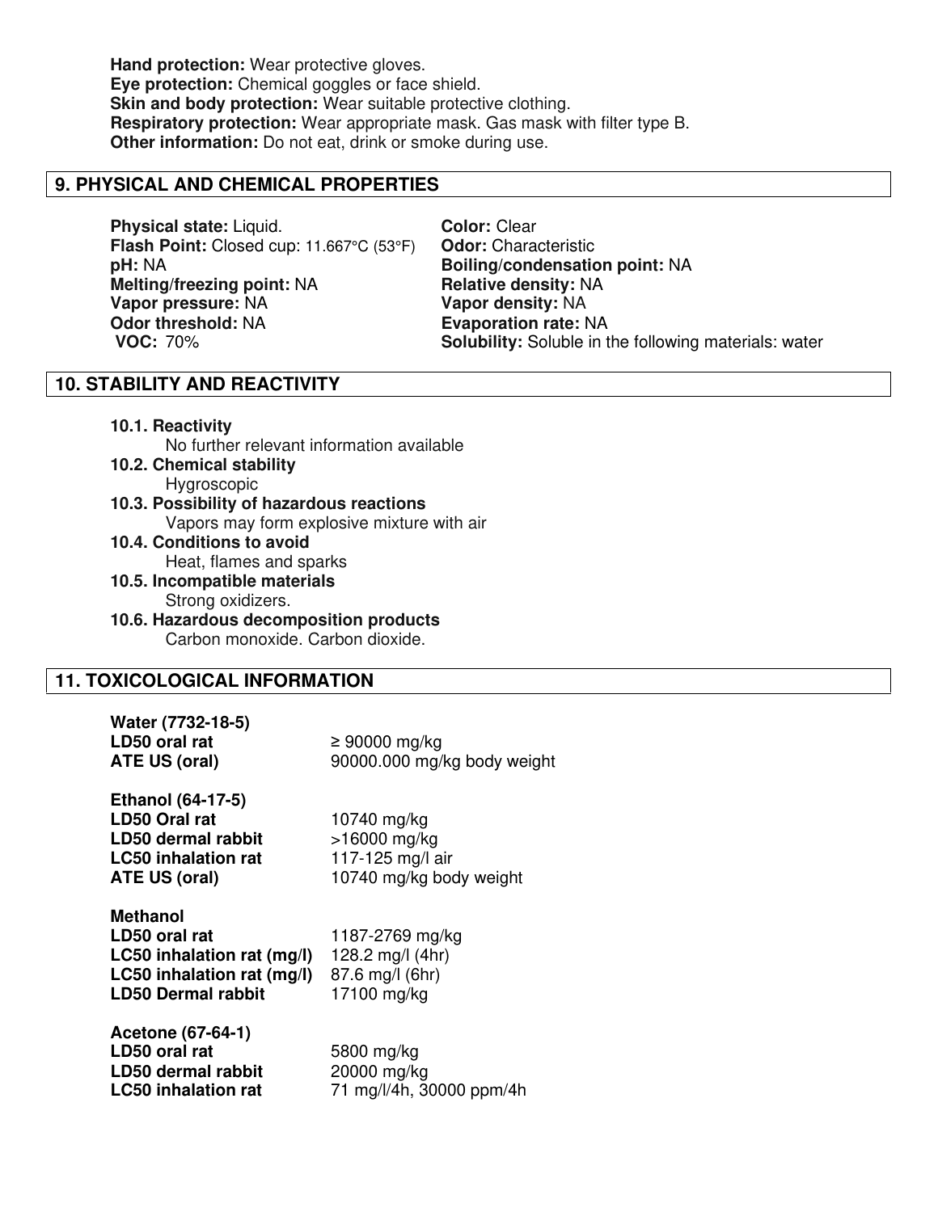**Hand protection:** Wear protective gloves.
**Eye protection:** Chemical goggles or face shield.
**Skin and body protection:** Wear suitable protective clothing.
**Respiratory protection:** Wear appropriate mask. Gas mask with filter type B.
**Other information:** Do not eat, drink or smoke during use.

## 9. PHYSICAL AND CHEMICAL PROPERTIES

**Physical state:** Liquid.
**Flash Point:** Closed cup: 11.667°C (53°F)
**pH:** NA
**Melting/freezing point:** NA
**Vapor pressure:** NA
**Odor threshold:** NA
**VOC:** 70%
**Color:** Clear
**Odor:** Characteristic
**Boiling/condensation point:** NA
**Relative density:** NA
**Vapor density:** NA
**Evaporation rate:** NA
**Solubility:** Soluble in the following materials: water

## 10. STABILITY AND REACTIVITY

**10.1. Reactivity**
No further relevant information available

**10.2. Chemical stability**
Hygroscopic

**10.3. Possibility of hazardous reactions**
Vapors may form explosive mixture with air

**10.4. Conditions to avoid**
Heat, flames and sparks

**10.5. Incompatible materials**
Strong oxidizers.

**10.6. Hazardous decomposition products**
Carbon monoxide. Carbon dioxide.

## 11. TOXICOLOGICAL INFORMATION

**Water (7732-18-5)**

| | |
|---|---|
| **LD50 oral rat** | ≥ 90000 mg/kg |
| **ATE US (oral)** | 90000.000 mg/kg body weight |

**Ethanol (64-17-5)**

| | |
|---|---|
| **LD50 Oral rat** | 10740 mg/kg |
| **LD50 dermal rabbit** | >16000 mg/kg |
| **LC50 inhalation rat** | 117-125 mg/l air |
| **ATE US (oral)** | 10740 mg/kg body weight |

**Methanol**

| | |
|---|---|
| **LD50 oral rat** | 1187-2769 mg/kg |
| **LC50 inhalation rat (mg/l)** | 128.2 mg/l (4hr) |
| **LC50 inhalation rat (mg/l)** | 87.6 mg/l (6hr) |
| **LD50 Dermal rabbit** | 17100 mg/kg |

**Acetone (67-64-1)**

| | |
|---|---|
| **LD50 oral rat** | 5800 mg/kg |
| **LD50 dermal rabbit** | 20000 mg/kg |
| **LC50 inhalation rat** | 71 mg/l/4h, 30000 ppm/4h |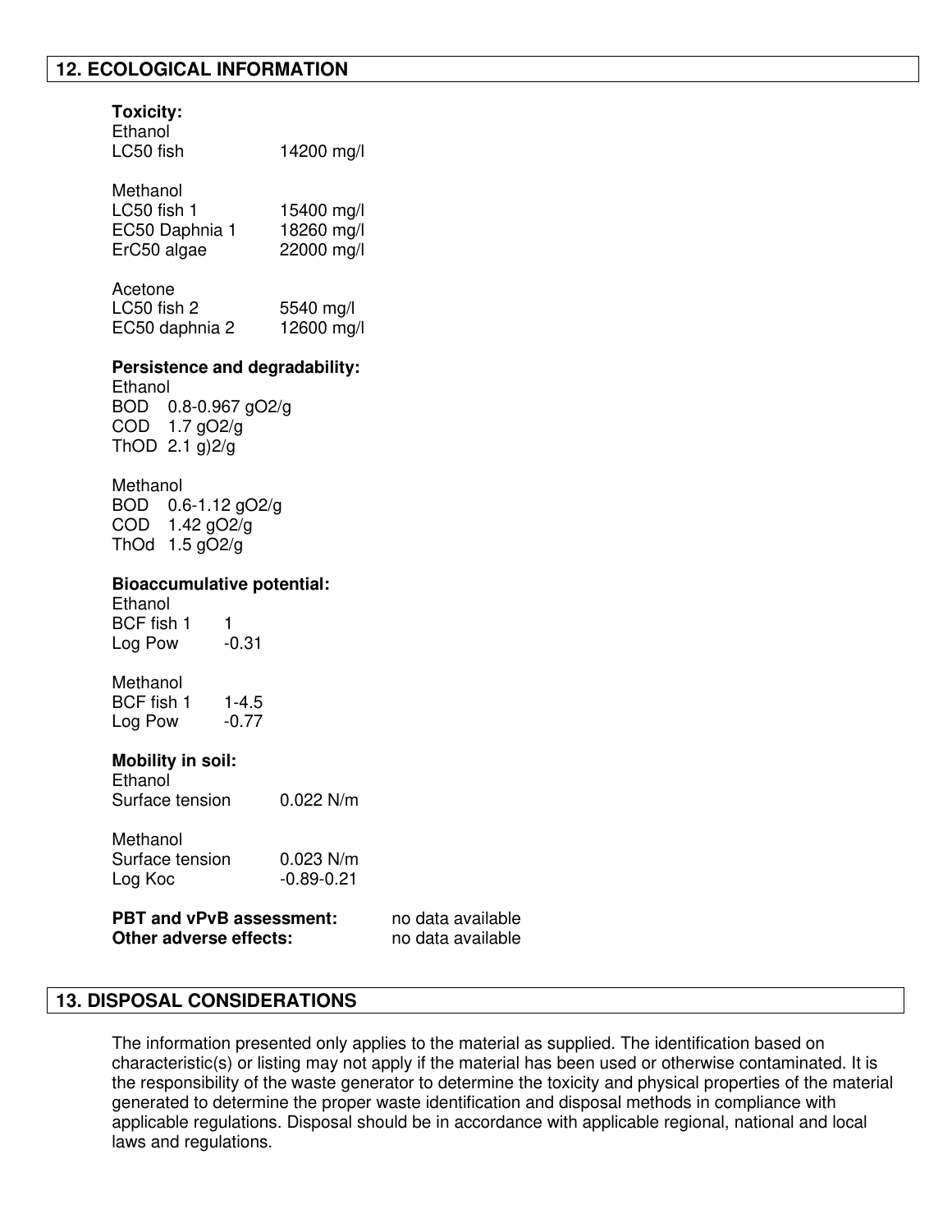## 12. ECOLOGICAL INFORMATION

**Toxicity:**

Ethanol

| | |
|---|---|
| LC50 fish | 14200 mg/l |

Methanol

| | |
|---|---|
| LC50 fish 1 | 15400 mg/l |
| EC50 Daphnia 1 | 18260 mg/l |
| ErC50 algae | 22000 mg/l |

Acetone

| | |
|---|---|
| LC50 fish 2 | 5540 mg/l |
| EC50 daphnia 2 | 12600 mg/l |

**Persistence and degradability:**

Ethanol
BOD 0.8-0.967 gO2/g
COD 1.7 gO2/g
ThOD 2.1 g)2/g

Methanol
BOD 0.6-1.12 gO2/g
COD 1.42 gO2/g
ThOd 1.5 gO2/g

**Bioaccumulative potential:**

Ethanol

| | |
|---|---|
| BCF fish 1 | 1 |
| Log Pow | -0.31 |

Methanol

| | |
|---|---|
| BCF fish 1 | 1-4.5 |
| Log Pow | -0.77 |

**Mobility in soil:**

Ethanol

| | |
|---|---|
| Surface tension | 0.022 N/m |

Methanol

| | |
|---|---|
| Surface tension | 0.023 N/m |
| Log Koc | -0.89-0.21 |

**PBT and vPvB assessment:** no data available
**Other adverse effects:** no data available

## 13. DISPOSAL CONSIDERATIONS

The information presented only applies to the material as supplied. The identification based on characteristic(s) or listing may not apply if the material has been used or otherwise contaminated. It is the responsibility of the waste generator to determine the toxicity and physical properties of the material generated to determine the proper waste identification and disposal methods in compliance with applicable regulations. Disposal should be in accordance with applicable regional, national and local laws and regulations.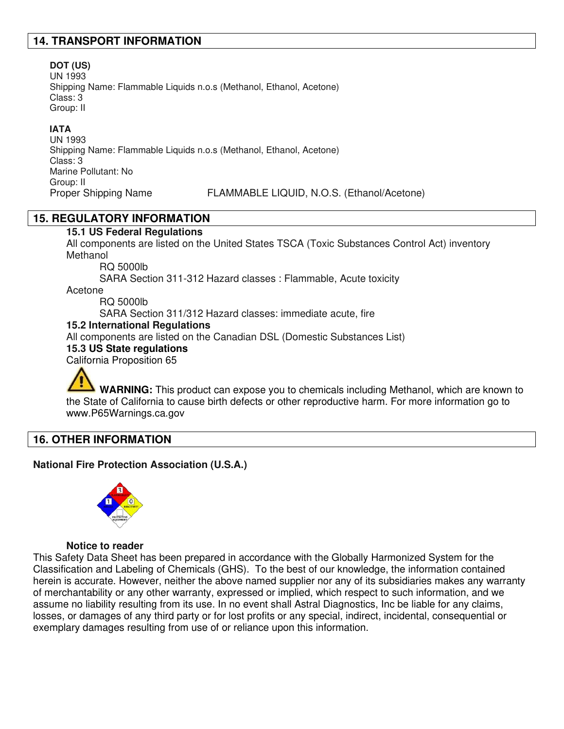## 14. TRANSPORT INFORMATION

**DOT (US)**
UN 1993
Shipping Name: Flammable Liquids n.o.s (Methanol, Ethanol, Acetone)
Class: 3
Group: II

**IATA**
UN 1993
Shipping Name: Flammable Liquids n.o.s (Methanol, Ethanol, Acetone)
Class: 3
Marine Pollutant: No
Group: II
Proper Shipping Name FLAMMABLE LIQUID, N.O.S. (Ethanol/Acetone)

## 15. REGULATORY INFORMATION

**15.1 US Federal Regulations**
All components are listed on the United States TSCA (Toxic Substances Control Act) inventory
Methanol
RQ 5000lb
SARA Section 311-312 Hazard classes : Flammable, Acute toxicity
Acetone
RQ 5000lb
SARA Section 311/312 Hazard classes: immediate acute, fire

**15.2 International Regulations**
All components are listed on the Canadian DSL (Domestic Substances List)

**15.3 US State regulations**
California Proposition 65

**WARNING:** This product can expose you to chemicals including Methanol, which are known to the State of California to cause birth defects or other reproductive harm. For more information go to www.P65Warnings.ca.gov

## 16. OTHER INFORMATION

**National Fire Protection Association (U.S.A.)**

3
1
0

**Notice to reader**
This Safety Data Sheet has been prepared in accordance with the Globally Harmonized System for the Classification and Labeling of Chemicals (GHS). To the best of our knowledge, the information contained herein is accurate. However, neither the above named supplier nor any of its subsidiaries makes any warranty of merchantability or any other warranty, expressed or implied, which respect to such information, and we assume no liability resulting from its use. In no event shall Astral Diagnostics, Inc be liable for any claims, losses, or damages of any third party or for lost profits or any special, indirect, incidental, consequential or exemplary damages resulting from use of or reliance upon this information.